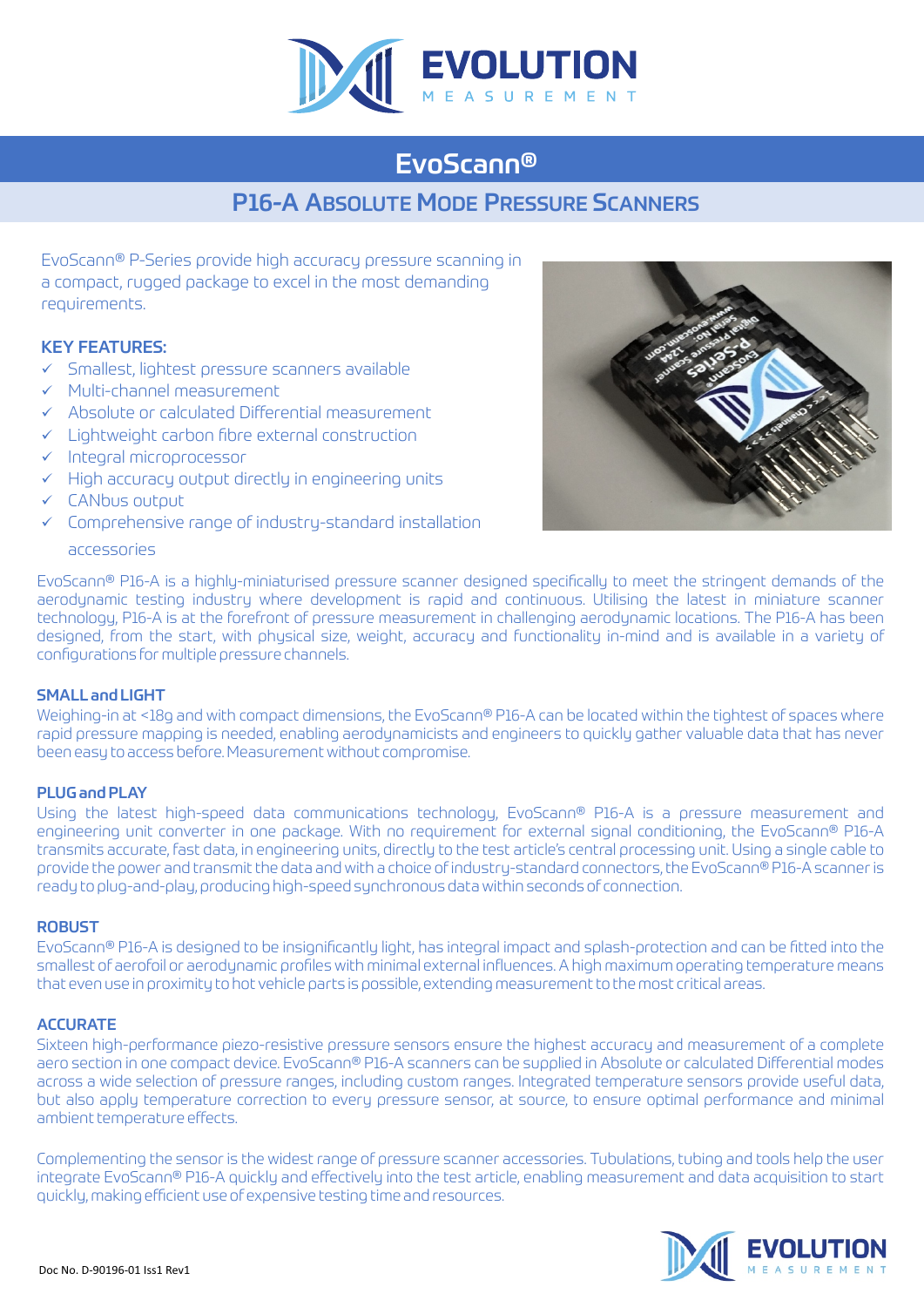# EvoScann®

## P16-A Absolute Mode Pressure Scanners

EvoScann® P-Series provide high accuracy pressure scanning in a compact, rugged package to excel in the most demanding requirements.

### KEY FEATURES:

- ✓ Smallest, lightest pressure scanners available
- ✓ Multi-channel measurement
- ✓ Absolute or calculated Differential measurement
- ✓ Lightweight carbon fibre external construction
- ✓ Integral microprocessor
- ✓ High accuracy output directly in engineering units
- ✓ CANbus output
- ✓ Comprehensive range of industry-standard installation accessories

EvoScann® P16-A is a highly-miniaturised pressure scanner designed specifically to meet the stringent demands of the aerodynamic testing industry where development is rapid and continuous. Utilising the latest in miniature scanner technology, P16-A is at the forefront of pressure measurement in challenging aerodynamic locations. The P16-A has been designed, from the start, with physical size, weight, accuracy and functionality in-mind and is available in a variety of configurations for multiple pressure channels.

### SMALL and LIGHT

Weighing-in at <18g and with compact dimensions, the EvoScann® P16-A can be located within the tightest of spaces where rapid pressure mapping is needed, enabling aerodynamicists and engineers to quickly gather valuable data that has never been easy to access before. Measurement without compromise.

### PLUG and PLAY

Using the latest high-speed data communications technology, EvoScann® P16-A is a pressure measurement and engineering unit converter in one package. With no requirement for external signal conditioning, the EvoScann® P16-A transmits accurate, fast data, in engineering units, directly to the test article's central processing unit. Using a single cable to provide the power and transmit the data and with a choice of industry-standard connectors, the EvoScann® P16-A scanner is ready to plug-and-play, producing high-speed synchronous data within seconds of connection.

### ROBUST

EvoScann® P16-A is designed to be insignificantly light, has integral impact and splash-protection and can be fitted into the smallest of aerofoil or aerodynamic profiles with minimal external influences. A high maximum operating temperature means that even use in proximity to hot vehicle parts is possible, extending measurement to the most critical areas.

### ACCURATE

Sixteen high-performance piezo-resistive pressure sensors ensure the highest accuracy and measurement of a complete aero section in one compact device. EvoScann® P16-A scanners can be supplied in Absolute or calculated Differential modes across a wide selection of pressure ranges, including custom ranges. Integrated temperature sensors provide useful data, but also apply temperature correction to every pressure sensor, at source, to ensure optimal performance and minimal ambient temperature effects.

Complementing the sensor is the widest range of pressure scanner accessories. Tubulations, tubing and tools help the user integrate EvoScann® P16-A quickly and effectively into the test article, enabling measurement and data acquisition to start quickly, making efficient use of expensive testing time and resources.

Doc No. D-90196-01 Iss1 Rev1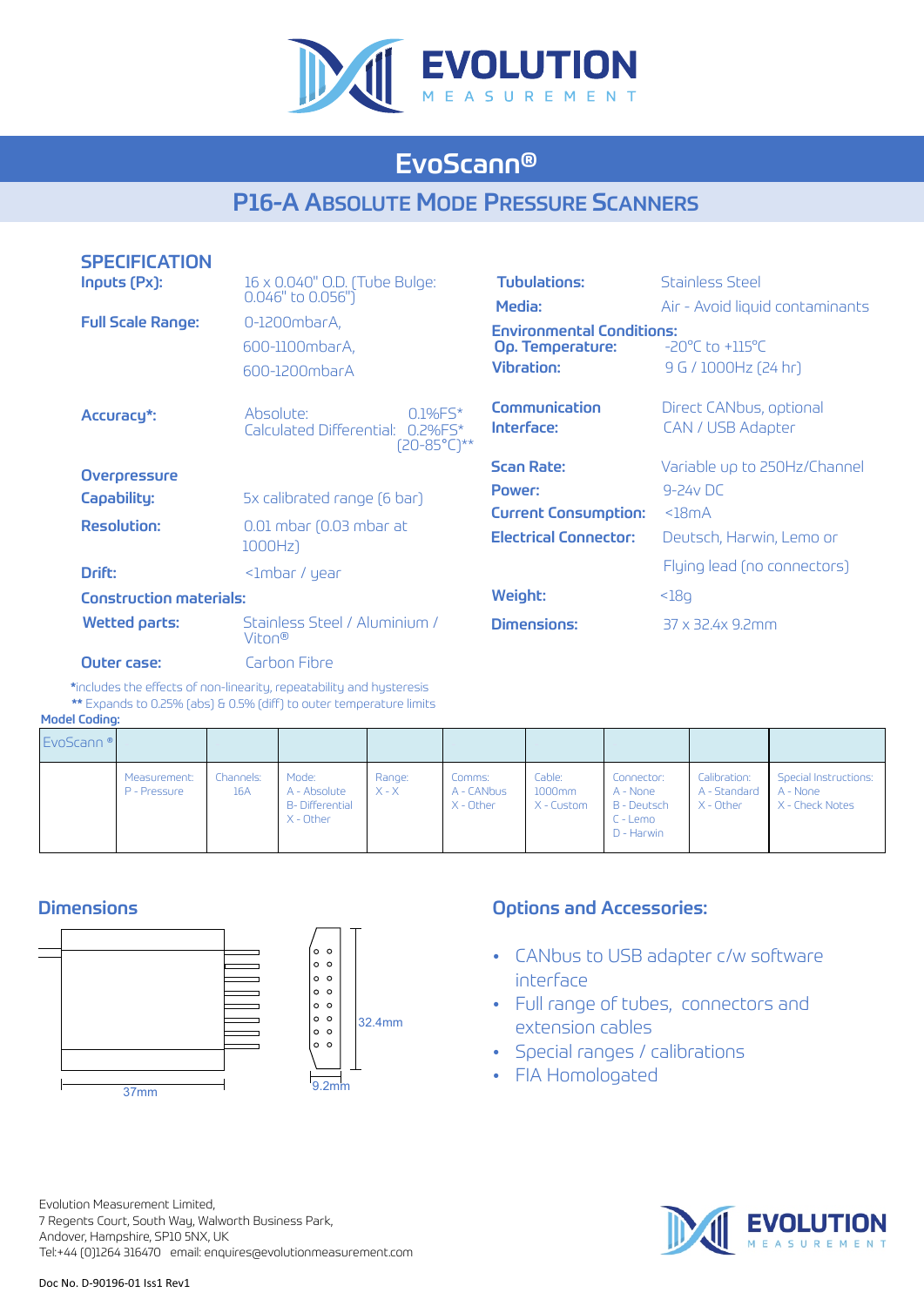# EvoScann®

## P16-A Absolute Mode Pressure Scanners

### SPECIFICATION

**Inputs (Px):** 16 x 0.040" O.D. (Tube Bulge: 0.046" to 0.056")

**Full Scale Range:** 0-1200mbarA, 600-1100mbarA, 600-1200mbarA

**Accuracy*:** Absolute: 0.1%FS* Calculated Differential: 0.2%FS* (20-85°C)**

**Overpressure Capability:** 5x calibrated range (6 bar)

**Resolution:** 0.01 mbar (0.03 mbar at 1000Hz)

**Drift:** <1mbar / year

**Construction materials:**

**Wetted parts:** Stainless Steel / Aluminium / Viton®

**Outer case:** Carbon Fibre

**Tubulations:** Stainless Steel

**Media:** Air - Avoid liquid contaminants

**Environmental Conditions:**

**Op. Temperature:** -20°C to +115°C

**Vibration:** 9 G / 1000Hz (24 hr)

**Communication Interface:** Direct CANbus, optional CAN / USB Adapter

**Scan Rate:** Variable up to 250Hz/Channel

**Power:** 9-24v DC

**Current Consumption:** <18mA

**Electrical Connector:** Deutsch, Harwin, Lemo or Flying lead (no connectors)

**Weight:** <18g

**Dimensions:** 37 x 32.4x 9.2mm

*includes the effects of non-linearity, repeatability and hysteresis
** Expands to 0.25% (abs) & 0.5% (diff) to outer temperature limits

**Model Coding:**

| EvoScann ® | | | | | | | | | |
|---|---|---|---|---|---|---|---|---|---|
| | Measurement: P - Pressure | Channels: 16A | Mode: A - Absolute B- Differential X - Other | Range: X - X | Comms: A - CANbus X - Other | Cable: 1000mm X - Custom | Connector: A - None B - Deutsch C - Lemo D - Harwin | Calibration: A - Standard X - Other | Special Instructions: A - None X - Check Notes |

### Dimensions

37mm
32.4mm
9.2mm

### Options and Accessories:

- CANbus to USB adapter c/w software interface
- Full range of tubes, connectors and extension cables
- Special ranges / calibrations
- FIA Homologated

Evolution Measurement Limited,
7 Regents Court, South Way, Walworth Business Park,
Andover, Hampshire, SP10 5NX, UK
Tel:+44 (0)1264 316470 email: enquires@evolutionmeasurement.com

Doc No. D-90196-01 Iss1 Rev1